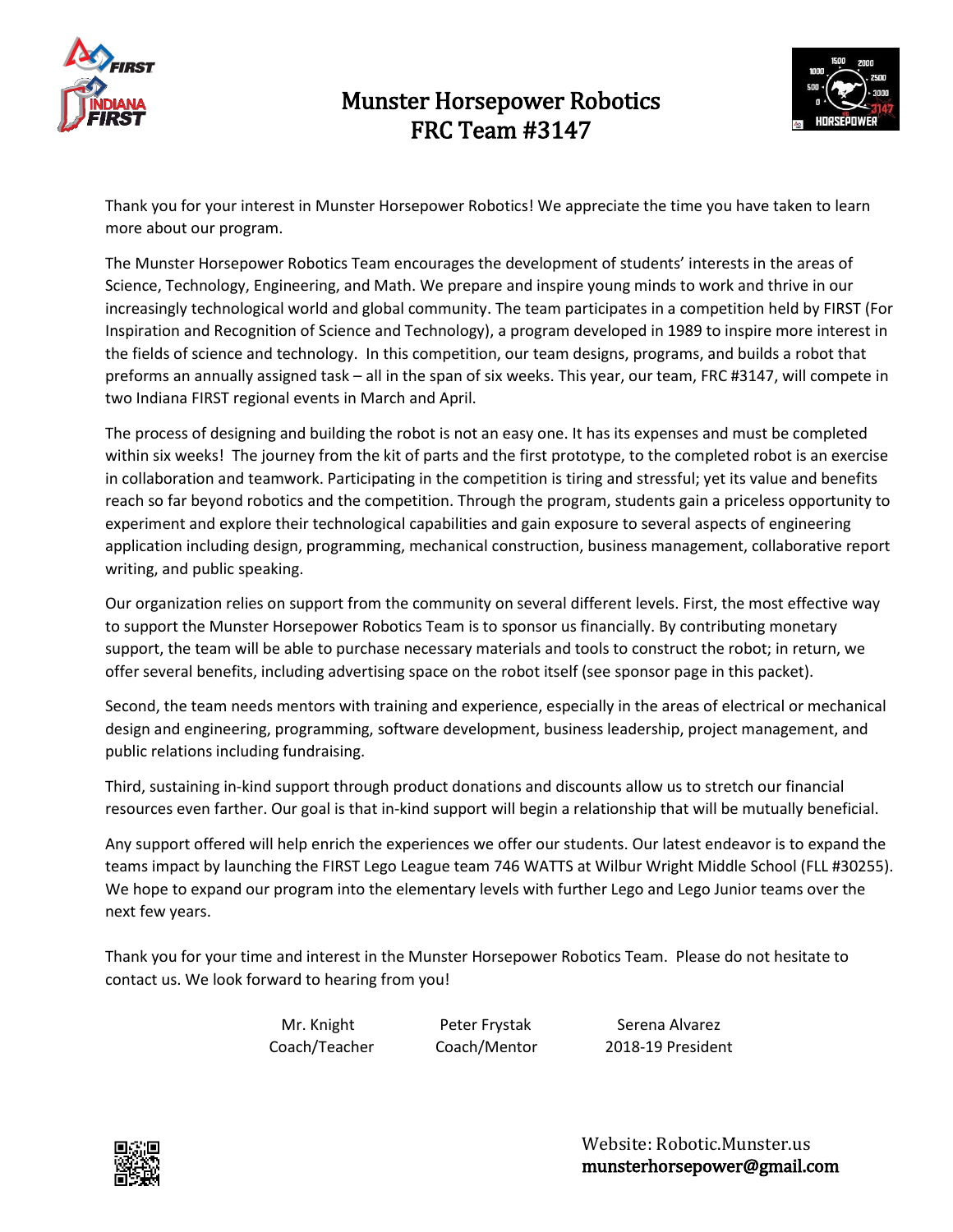# Munster Horsepower Robotics
# FRC Team #3147

Thank you for your interest in Munster Horsepower Robotics! We appreciate the time you have taken to learn more about our program.

The Munster Horsepower Robotics Team encourages the development of students' interests in the areas of Science, Technology, Engineering, and Math. We prepare and inspire young minds to work and thrive in our increasingly technological world and global community. The team participates in a competition held by FIRST (For Inspiration and Recognition of Science and Technology), a program developed in 1989 to inspire more interest in the fields of science and technology. In this competition, our team designs, programs, and builds a robot that preforms an annually assigned task – all in the span of six weeks. This year, our team, FRC #3147, will compete in two Indiana FIRST regional events in March and April.

The process of designing and building the robot is not an easy one. It has its expenses and must be completed within six weeks! The journey from the kit of parts and the first prototype, to the completed robot is an exercise in collaboration and teamwork. Participating in the competition is tiring and stressful; yet its value and benefits reach so far beyond robotics and the competition. Through the program, students gain a priceless opportunity to experiment and explore their technological capabilities and gain exposure to several aspects of engineering application including design, programming, mechanical construction, business management, collaborative report writing, and public speaking.

Our organization relies on support from the community on several different levels. First, the most effective way to support the Munster Horsepower Robotics Team is to sponsor us financially. By contributing monetary support, the team will be able to purchase necessary materials and tools to construct the robot; in return, we offer several benefits, including advertising space on the robot itself (see sponsor page in this packet).

Second, the team needs mentors with training and experience, especially in the areas of electrical or mechanical design and engineering, programming, software development, business leadership, project management, and public relations including fundraising.

Third, sustaining in-kind support through product donations and discounts allow us to stretch our financial resources even farther. Our goal is that in-kind support will begin a relationship that will be mutually beneficial.

Any support offered will help enrich the experiences we offer our students. Our latest endeavor is to expand the teams impact by launching the FIRST Lego League team 746 WATTS at Wilbur Wright Middle School (FLL #30255). We hope to expand our program into the elementary levels with further Lego and Lego Junior teams over the next few years.

Thank you for your time and interest in the Munster Horsepower Robotics Team. Please do not hesitate to contact us. We look forward to hearing from you!

Mr. Knight
Coach/Teacher

Peter Frystak
Coach/Mentor

Serena Alvarez
2018-19 President

Website: Robotic.Munster.us
munsterhorsepower@gmail.com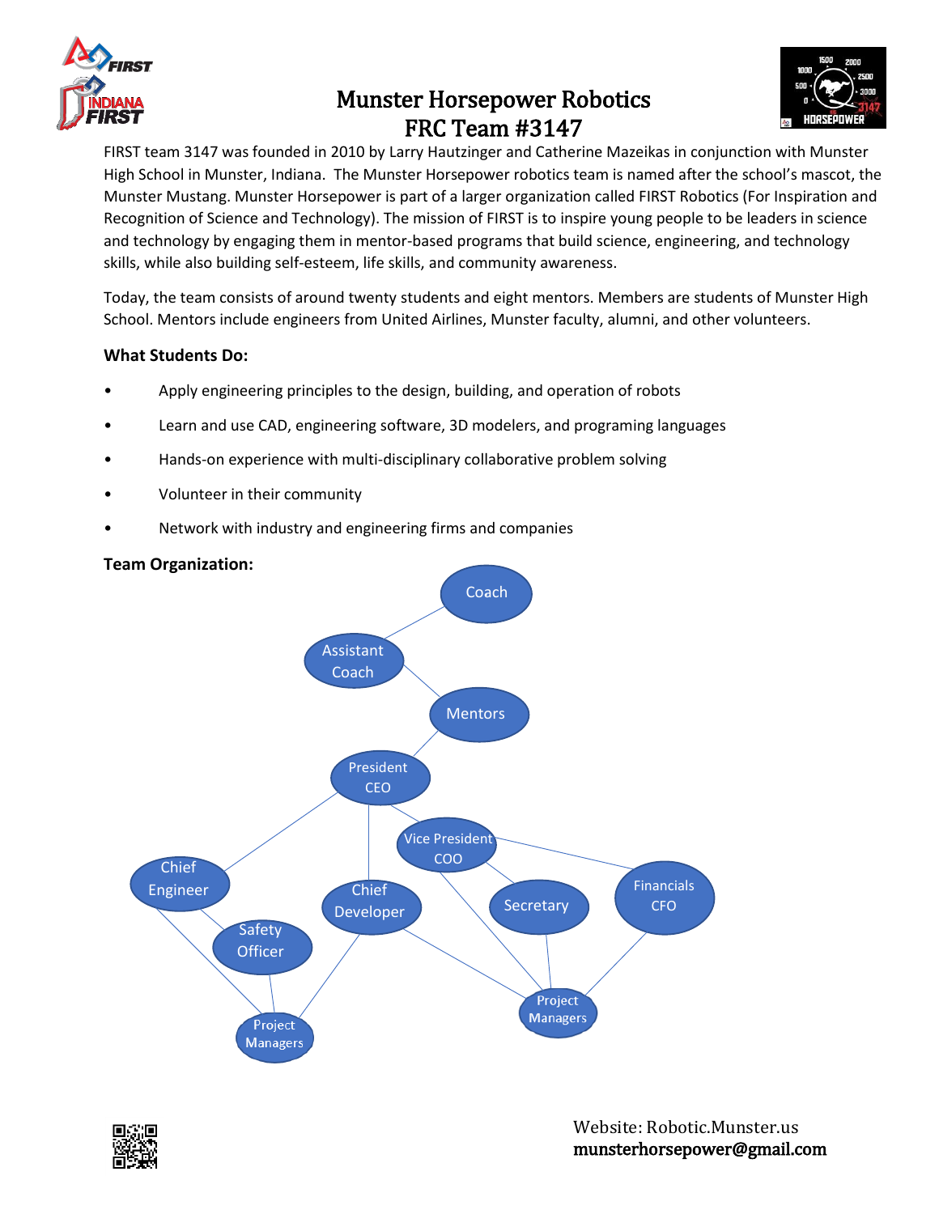# Munster Horsepower Robotics
# FRC Team #3147

FIRST team 3147 was founded in 2010 by Larry Hautzinger and Catherine Mazeikas in conjunction with Munster High School in Munster, Indiana. The Munster Horsepower robotics team is named after the school's mascot, the Munster Mustang. Munster Horsepower is part of a larger organization called FIRST Robotics (For Inspiration and Recognition of Science and Technology). The mission of FIRST is to inspire young people to be leaders in science and technology by engaging them in mentor-based programs that build science, engineering, and technology skills, while also building self-esteem, life skills, and community awareness.

Today, the team consists of around twenty students and eight mentors. Members are students of Munster High School. Mentors include engineers from United Airlines, Munster faculty, alumni, and other volunteers.

**What Students Do:**

- Apply engineering principles to the design, building, and operation of robots
- Learn and use CAD, engineering software, 3D modelers, and programing languages
- Hands-on experience with multi-disciplinary collaborative problem solving
- Volunteer in their community
- Network with industry and engineering firms and companies

**Team Organization:**

Coach

Assistant Coach

Mentors

President CEO

Vice President COO

Chief Engineer

Chief Developer

Secretary

Financials CFO

Safety Officer

Project Managers

Project Managers

Website: Robotic.Munster.us
munsterhorsepower@gmail.com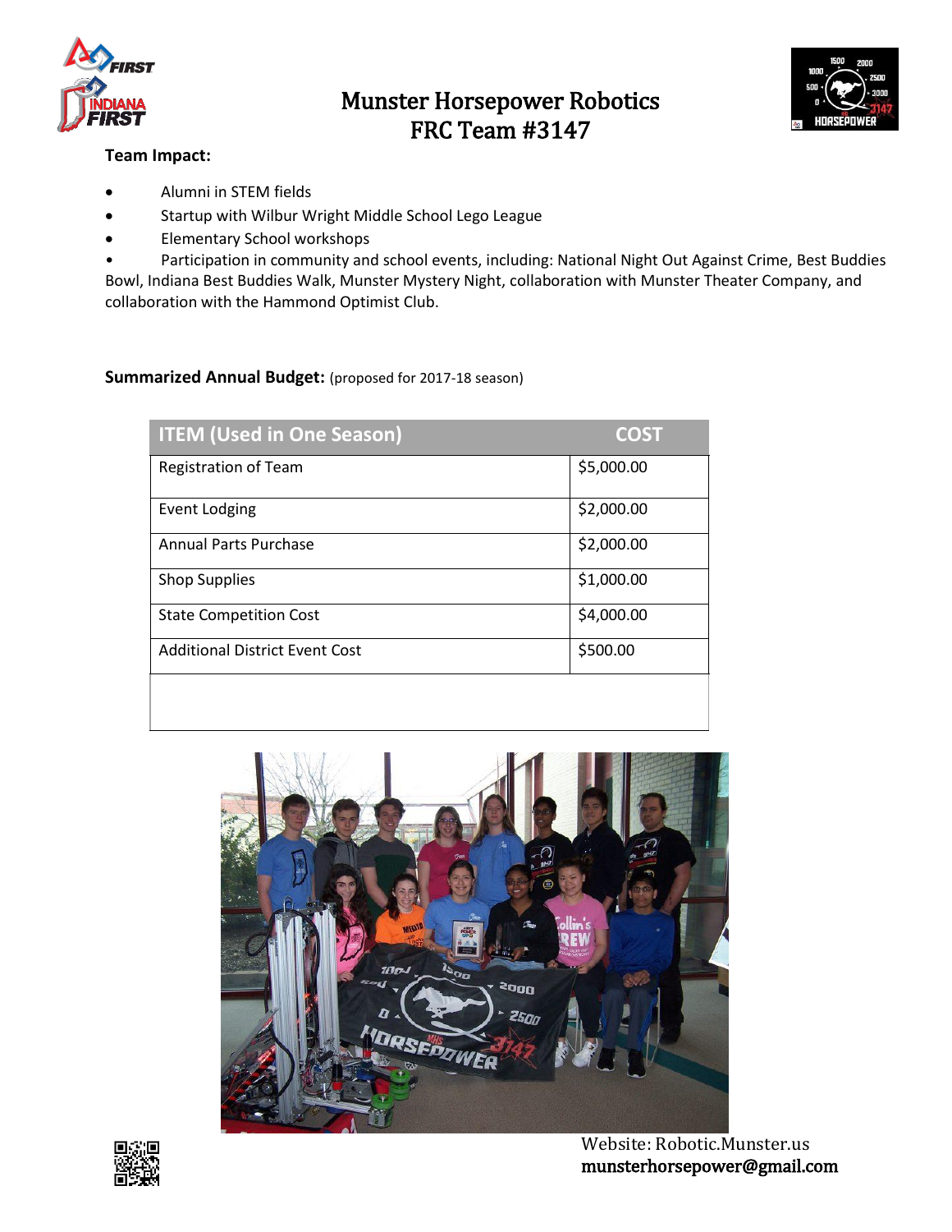# Munster Horsepower Robotics
# FRC Team #3147

**Team Impact:**

- Alumni in STEM fields
- Startup with Wilbur Wright Middle School Lego League
- Elementary School workshops
- Participation in community and school events, including: National Night Out Against Crime, Best Buddies Bowl, Indiana Best Buddies Walk, Munster Mystery Night, collaboration with Munster Theater Company, and collaboration with the Hammond Optimist Club.

**Summarized Annual Budget:** (proposed for 2017-18 season)

| ITEM (Used in One Season) | COST |
|---|---|
| Registration of Team | $5,000.00 |
| Event Lodging | $2,000.00 |
| Annual Parts Purchase | $2,000.00 |
| Shop Supplies | $1,000.00 |
| State Competition Cost | $4,000.00 |
| Additional District Event Cost | $500.00 |
| | |

Website: Robotic.Munster.us
munsterhorsepower@gmail.com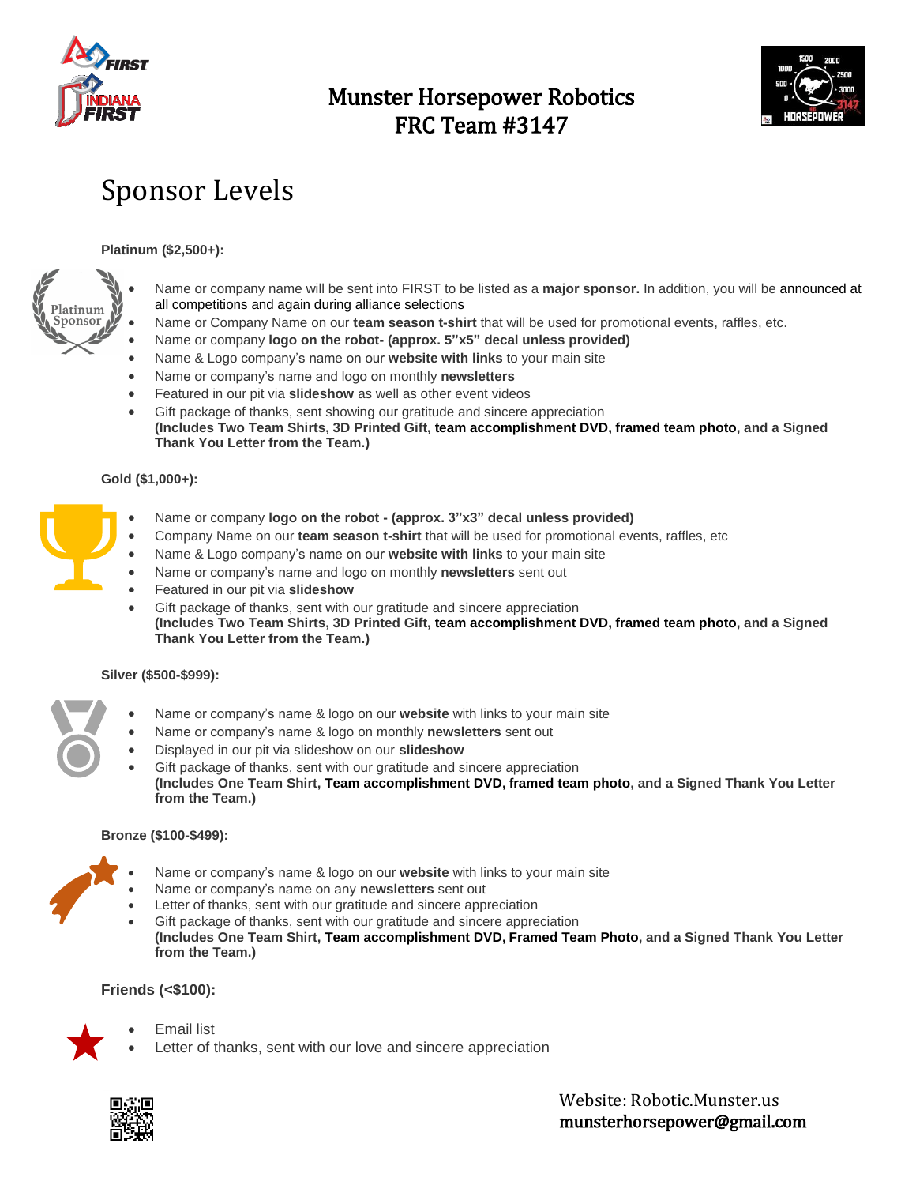# Munster Horsepower Robotics
# FRC Team #3147

## Sponsor Levels

**Platinum ($2,500+):**

- Name or company name will be sent into FIRST to be listed as a **major sponsor.** In addition, you will be announced at all competitions and again during alliance selections
- Name or Company Name on our **team season t-shirt** that will be used for promotional events, raffles, etc.
- Name or company **logo on the robot- (approx. 5"x5" decal unless provided)**
- Name & Logo company's name on our **website with links** to your main site
- Name or company's name and logo on monthly **newsletters**
- Featured in our pit via **slideshow** as well as other event videos
- Gift package of thanks, sent showing our gratitude and sincere appreciation **(Includes Two Team Shirts, 3D Printed Gift, team accomplishment DVD, framed team photo, and a Signed Thank You Letter from the Team.)**

**Gold ($1,000+):**

- Name or company **logo on the robot - (approx. 3"x3" decal unless provided)**
- Company Name on our **team season t-shirt** that will be used for promotional events, raffles, etc
- Name & Logo company's name on our **website with links** to your main site
- Name or company's name and logo on monthly **newsletters** sent out
- Featured in our pit via **slideshow**
- Gift package of thanks, sent with our gratitude and sincere appreciation **(Includes Two Team Shirts, 3D Printed Gift, team accomplishment DVD, framed team photo, and a Signed Thank You Letter from the Team.)**

**Silver ($500-$999):**

- Name or company's name & logo on our **website** with links to your main site
- Name or company's name & logo on monthly **newsletters** sent out
- Displayed in our pit via slideshow on our **slideshow**
- Gift package of thanks, sent with our gratitude and sincere appreciation **(Includes One Team Shirt, Team accomplishment DVD, framed team photo, and a Signed Thank You Letter from the Team.)**

**Bronze ($100-$499):**

- Name or company's name & logo on our **website** with links to your main site
- Name or company's name on any **newsletters** sent out
- Letter of thanks, sent with our gratitude and sincere appreciation
- Gift package of thanks, sent with our gratitude and sincere appreciation **(Includes One Team Shirt, Team accomplishment DVD, Framed Team Photo, and a Signed Thank You Letter from the Team.)**

**Friends (<$100):**

- Email list
- Letter of thanks, sent with our love and sincere appreciation

Website: Robotic.Munster.us
munsterhorsepower@gmail.com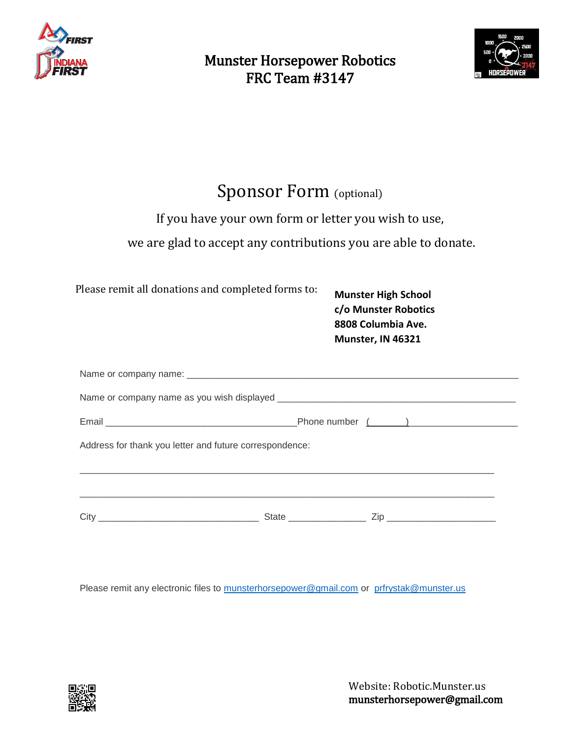# Munster Horsepower Robotics
# FRC Team #3147

## Sponsor Form (optional)

If you have your own form or letter you wish to use,

we are glad to accept any contributions you are able to donate.

Please remit all donations and completed forms to:

**Munster High School**
**c/o Munster Robotics**
**8808 Columbia Ave.**
**Munster, IN 46321**

Name or company name: ___________________________________________________________

Name or company name as you wish displayed ___________________________________________

Email ____________________________________ Phone number (_______) ____________________

Address for thank you letter and future correspondence:

___________________________________________________________________________

___________________________________________________________________________

City ______________________________ State ______________ Zip ____________________

Please remit any electronic files to munsterhorsepower@gmail.com or prfrystak@munster.us

Website: Robotic.Munster.us
munsterhorsepower@gmail.com